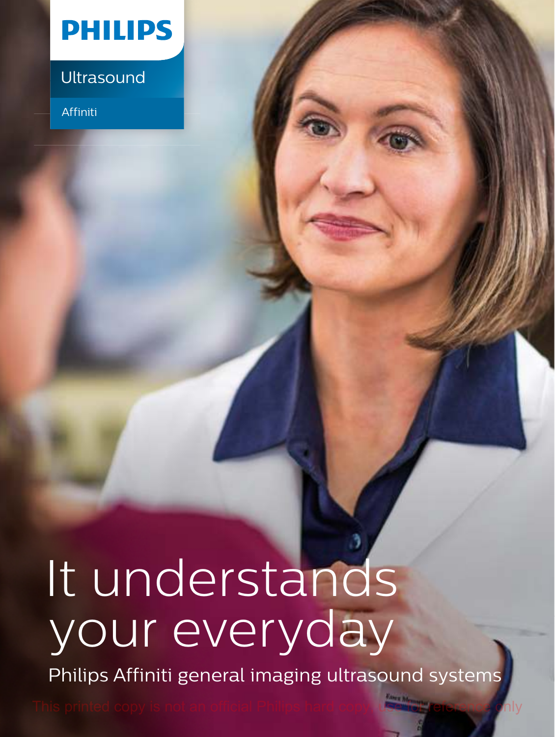PHILIPS

Ultrasound

Affiniti

# It understands your everyday

Philips Affiniti general imaging ultrasound systems

This printed copy is not an official Philips hard copy, use for reference only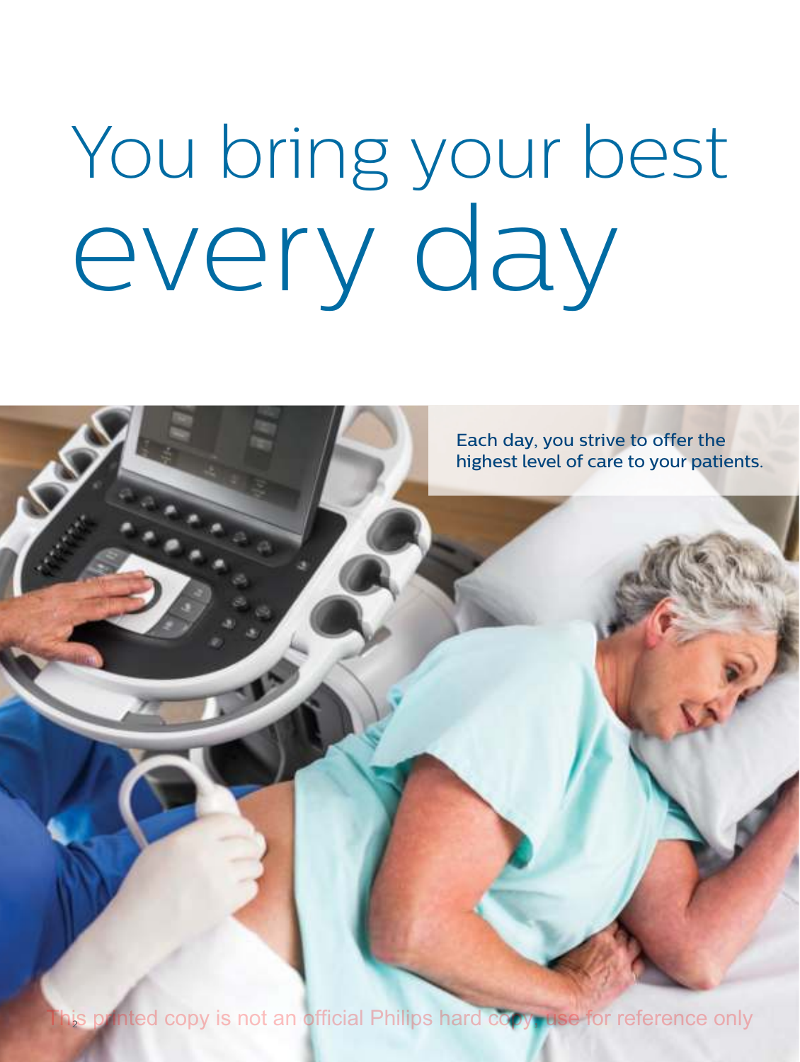# You bring your best every day

Each day, you strive to offer the highest level of care to your patients.

This printed copy is not an official Philips hard copy, use for reference only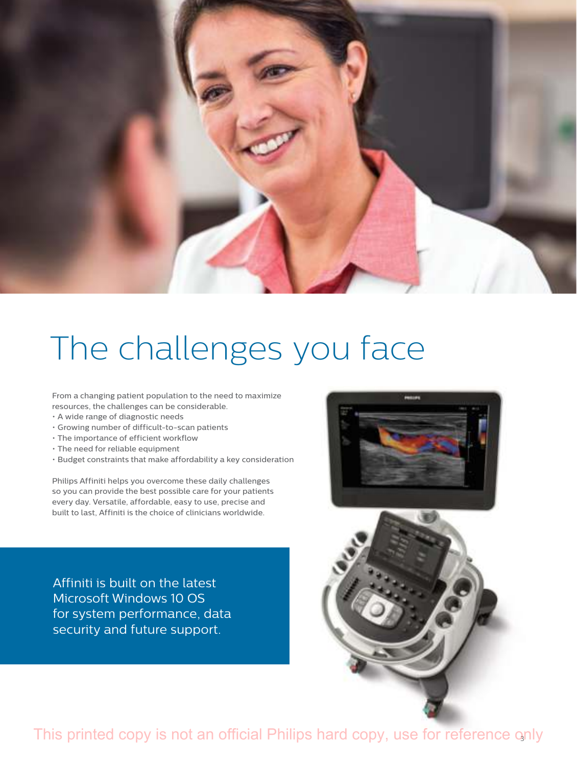# The challenges you face

From a changing patient population to the need to maximize resources, the challenges can be considerable.

- A wide range of diagnostic needs
- Growing number of difficult-to-scan patients
- The importance of efficient workflow
- The need for reliable equipment
- Budget constraints that make affordability a key consideration

Philips Affiniti helps you overcome these daily challenges so you can provide the best possible care for your patients every day. Versatile, affordable, easy to use, precise and built to last, Affiniti is the choice of clinicians worldwide.

Affiniti is built on the latest Microsoft Windows 10 OS for system performance, data security and future support.

This printed copy is not an official Philips hard copy, use for reference only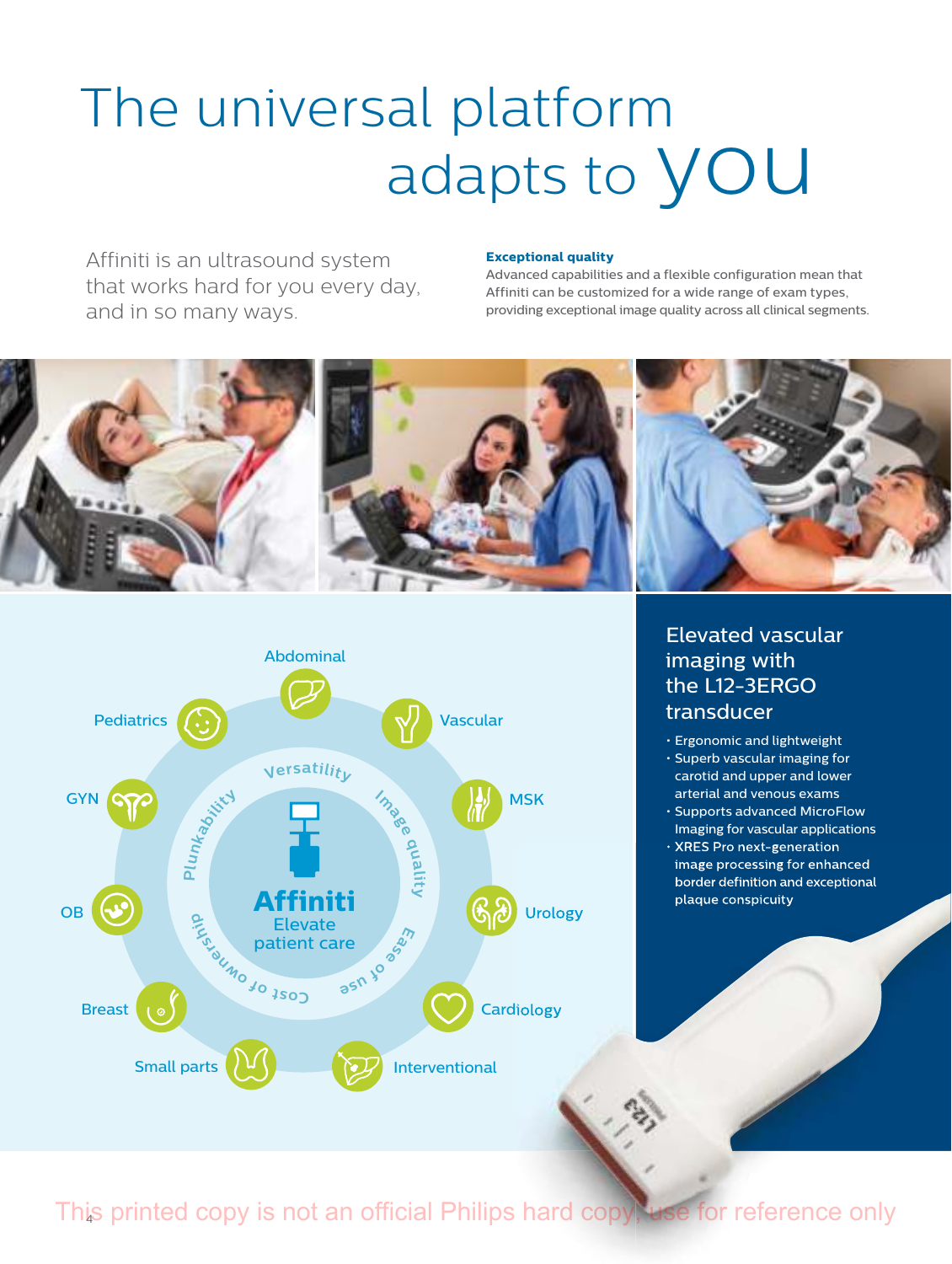# The universal platform adapts to you

Affiniti is an ultrasound system that works hard for you every day, and in so many ways.

**Exceptional quality**

Advanced capabilities and a flexible configuration mean that Affiniti can be customized for a wide range of exam types, providing exceptional image quality across all clinical segments.

Abdominal, Vascular, MSK, Urology, Cardiology, Interventional, Small parts, Breast, OB, GYN, Pediatrics

Versatility, Image quality, Ease of use, Cost of ownership, Plunkability

**Affiniti**
Elevate patient care

## Elevated vascular imaging with the L12-3ERGO transducer

- Ergonomic and lightweight
- Superb vascular imaging for carotid and upper and lower arterial and venous exams
- Supports advanced MicroFlow Imaging for vascular applications
- XRES Pro next-generation image processing for enhanced border definition and exceptional plaque conspicuity

This printed copy is not an official Philips hard copy, use for reference only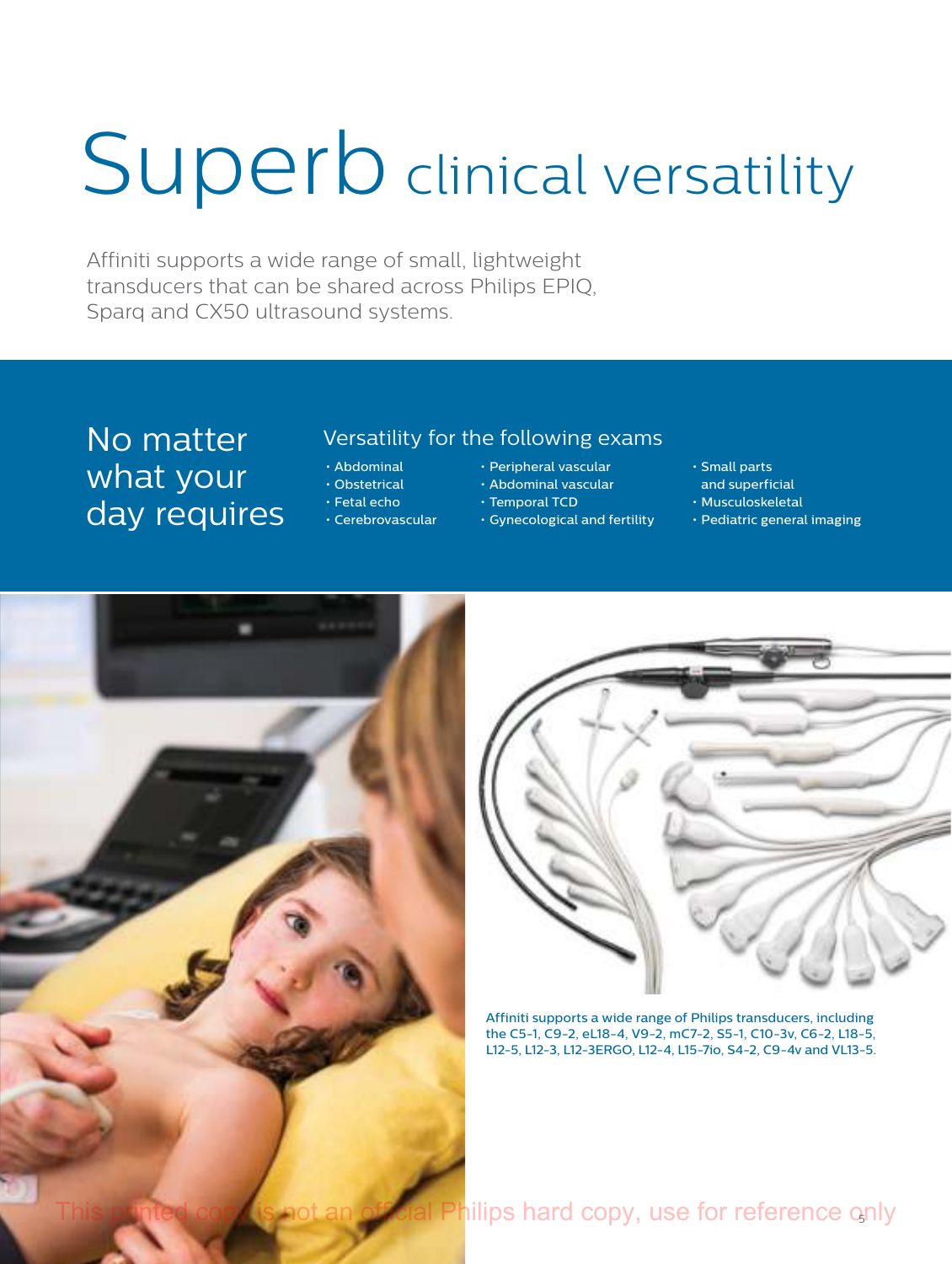# Superb clinical versatility

Affiniti supports a wide range of small, lightweight transducers that can be shared across Philips EPIQ, Sparq and CX50 ultrasound systems.

## No matter what your day requires

### Versatility for the following exams

- Abdominal
- Obstetrical
- Fetal echo
- Cerebrovascular
- Peripheral vascular
- Abdominal vascular
- Temporal TCD
- Gynecological and fertility
- Small parts and superficial
- Musculoskeletal
- Pediatric general imaging

Affiniti supports a wide range of Philips transducers, including the C5-1, C9-2, eL18-4, V9-2, mC7-2, S5-1, C10-3v, C6-2, L18-5, L12-5, L12-3, L12-3ERGO, L12-4, L15-7io, S4-2, C9-4v and VL13-5.

This printed copy is not an official Philips hard copy, use for reference only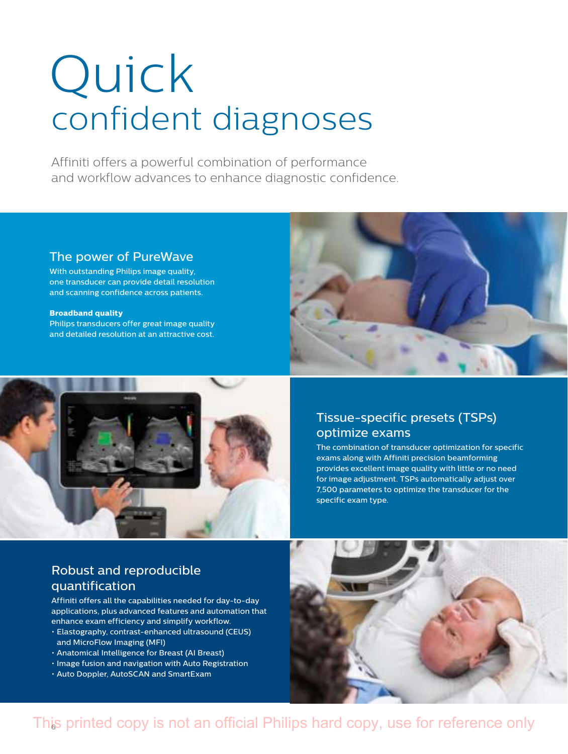# Quick
confident diagnoses

Affiniti offers a powerful combination of performance and workflow advances to enhance diagnostic confidence.

## The power of PureWave

With outstanding Philips image quality, one transducer can provide detail resolution and scanning confidence across patients.

**Broadband quality**
Philips transducers offer great image quality and detailed resolution at an attractive cost.

## Tissue-specific presets (TSPs) optimize exams

The combination of transducer optimization for specific exams along with Affiniti precision beamforming provides excellent image quality with little or no need for image adjustment. TSPs automatically adjust over 7,500 parameters to optimize the transducer for the specific exam type.

## Robust and reproducible quantification

Affiniti offers all the capabilities needed for day-to-day applications, plus advanced features and automation that enhance exam efficiency and simplify workflow.

- Elastography, contrast-enhanced ultrasound (CEUS) and MicroFlow Imaging (MFI)
- Anatomical Intelligence for Breast (AI Breast)
- Image fusion and navigation with Auto Registration
- Auto Doppler, AutoSCAN and SmartExam

This printed copy is not an official Philips hard copy, use for reference only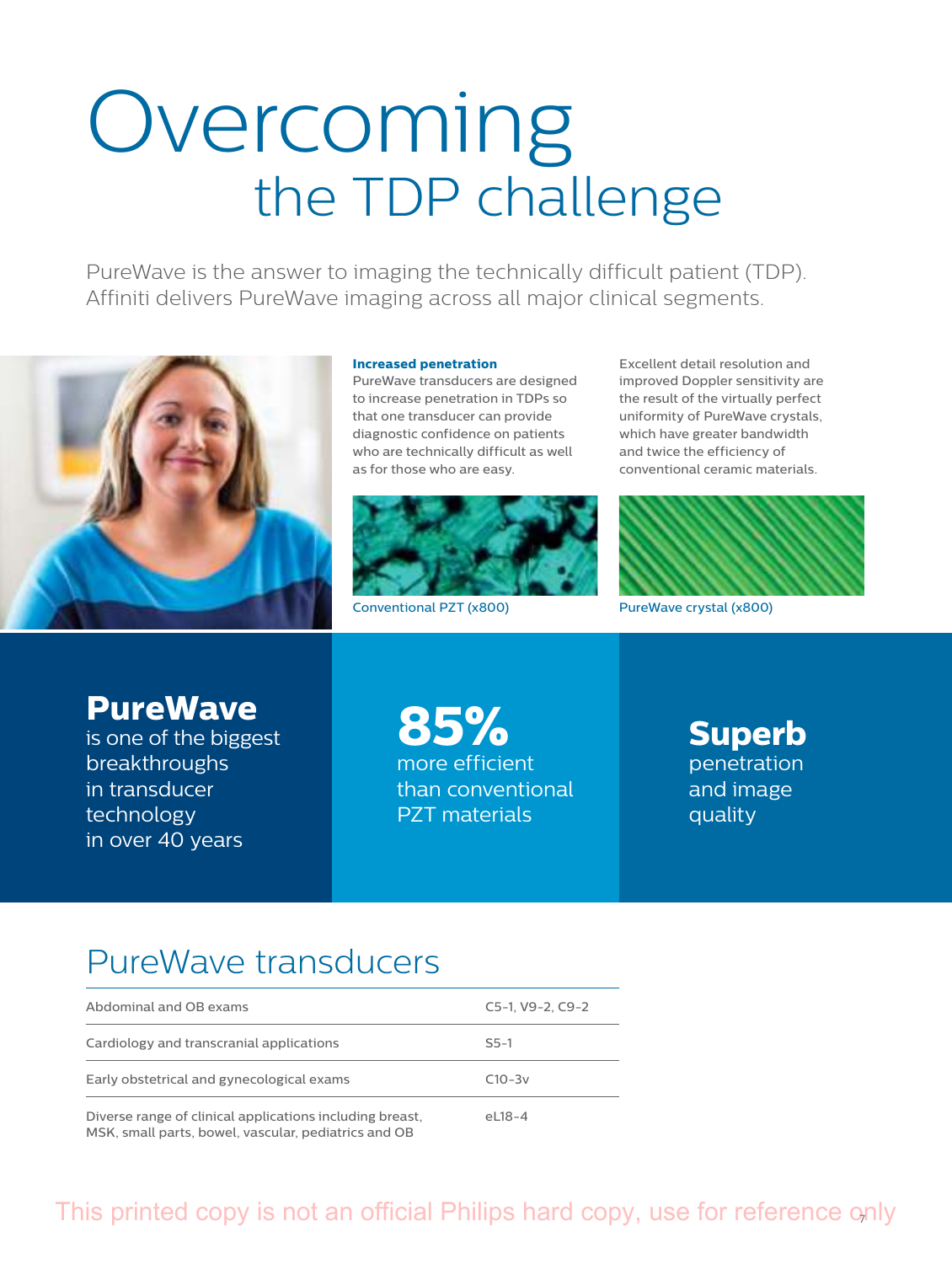# Overcoming the TDP challenge

PureWave is the answer to imaging the technically difficult patient (TDP). Affiniti delivers PureWave imaging across all major clinical segments.

**Increased penetration**
PureWave transducers are designed to increase penetration in TDPs so that one transducer can provide diagnostic confidence on patients who are technically difficult as well as for those who are easy.

Excellent detail resolution and improved Doppler sensitivity are the result of the virtually perfect uniformity of PureWave crystals, which have greater bandwidth and twice the efficiency of conventional ceramic materials.

Conventional PZT (x800)

PureWave crystal (x800)

**PureWave** is one of the biggest breakthroughs in transducer technology in over 40 years

**85%** more efficient than conventional PZT materials

**Superb** penetration and image quality

## PureWave transducers

| | |
|---|---|
| Abdominal and OB exams | C5-1, V9-2, C9-2 |
| Cardiology and transcranial applications | S5-1 |
| Early obstetrical and gynecological exams | C10-3v |
| Diverse range of clinical applications including breast, MSK, small parts, bowel, vascular, pediatrics and OB | eL18-4 |

This printed copy is not an official Philips hard copy, use for reference only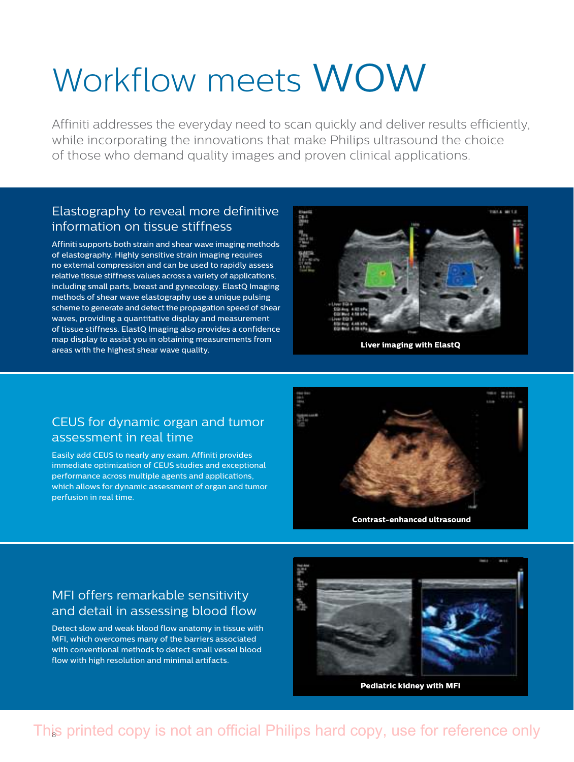# Workflow meets WOW

Affiniti addresses the everyday need to scan quickly and deliver results efficiently, while incorporating the innovations that make Philips ultrasound the choice of those who demand quality images and proven clinical applications.

## Elastography to reveal more definitive information on tissue stiffness

Affiniti supports both strain and shear wave imaging methods of elastography. Highly sensitive strain imaging requires no external compression and can be used to rapidly assess relative tissue stiffness values across a variety of applications, including small parts, breast and gynecology. ElastQ Imaging methods of shear wave elastography use a unique pulsing scheme to generate and detect the propagation speed of shear waves, providing a quantitative display and measurement of tissue stiffness. ElastQ Imaging also provides a confidence map display to assist you in obtaining measurements from areas with the highest shear wave quality.

Liver imaging with ElastQ

## CEUS for dynamic organ and tumor assessment in real time

Easily add CEUS to nearly any exam. Affiniti provides immediate optimization of CEUS studies and exceptional performance across multiple agents and applications, which allows for dynamic assessment of organ and tumor perfusion in real time.

Contrast-enhanced ultrasound

## MFI offers remarkable sensitivity and detail in assessing blood flow

Detect slow and weak blood flow anatomy in tissue with MFI, which overcomes many of the barriers associated with conventional methods to detect small vessel blood flow with high resolution and minimal artifacts.

Pediatric kidney with MFI

This printed copy is not an official Philips hard copy, use for reference only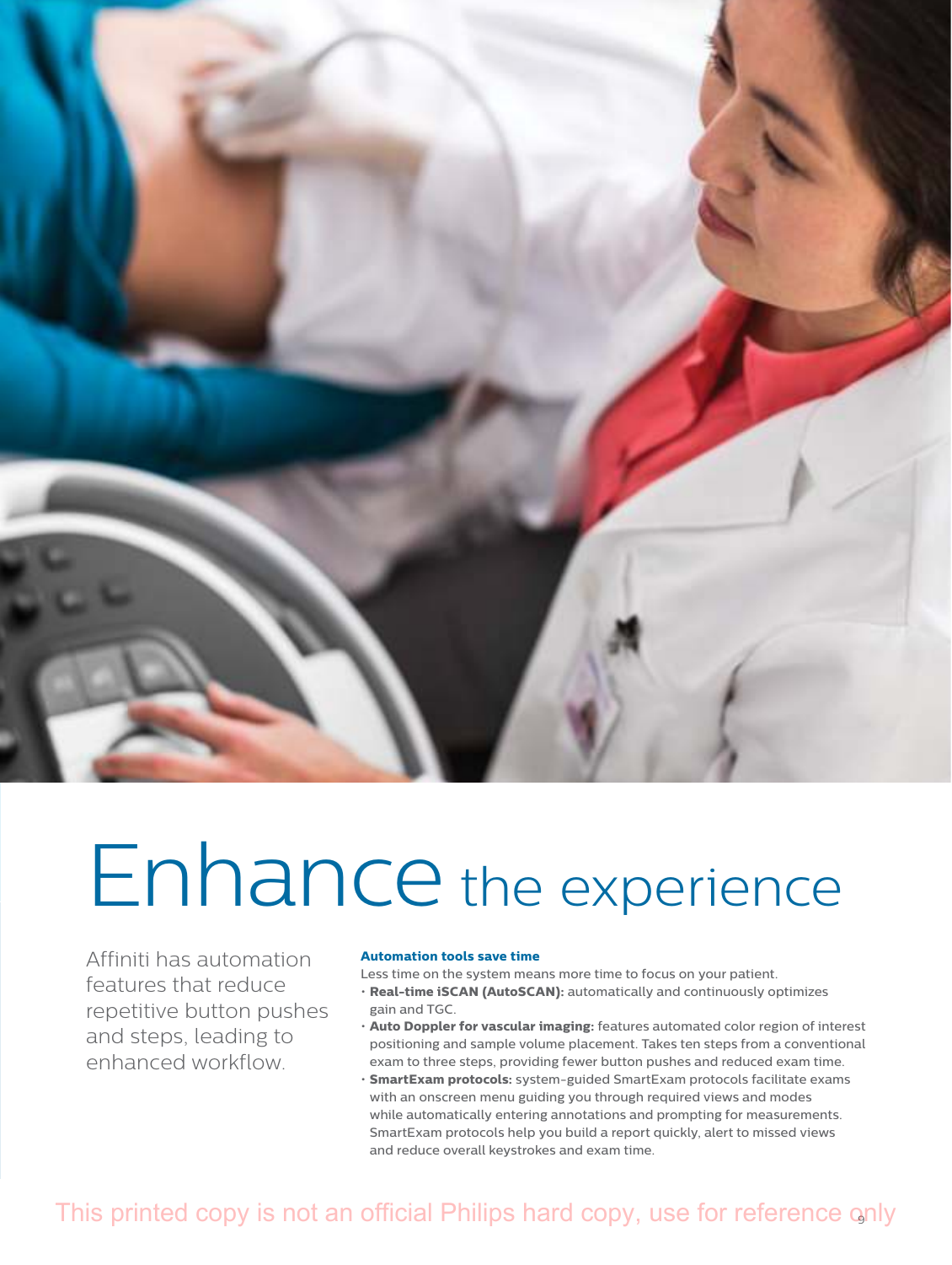# Enhance the experience

Affiniti has automation features that reduce repetitive button pushes and steps, leading to enhanced workflow.

**Automation tools save time**

Less time on the system means more time to focus on your patient.

- **Real-time iSCAN (AutoSCAN):** automatically and continuously optimizes gain and TGC.
- **Auto Doppler for vascular imaging:** features automated color region of interest positioning and sample volume placement. Takes ten steps from a conventional exam to three steps, providing fewer button pushes and reduced exam time.
- **SmartExam protocols:** system-guided SmartExam protocols facilitate exams with an onscreen menu guiding you through required views and modes while automatically entering annotations and prompting for measurements. SmartExam protocols help you build a report quickly, alert to missed views and reduce overall keystrokes and exam time.

This printed copy is not an official Philips hard copy, use for reference only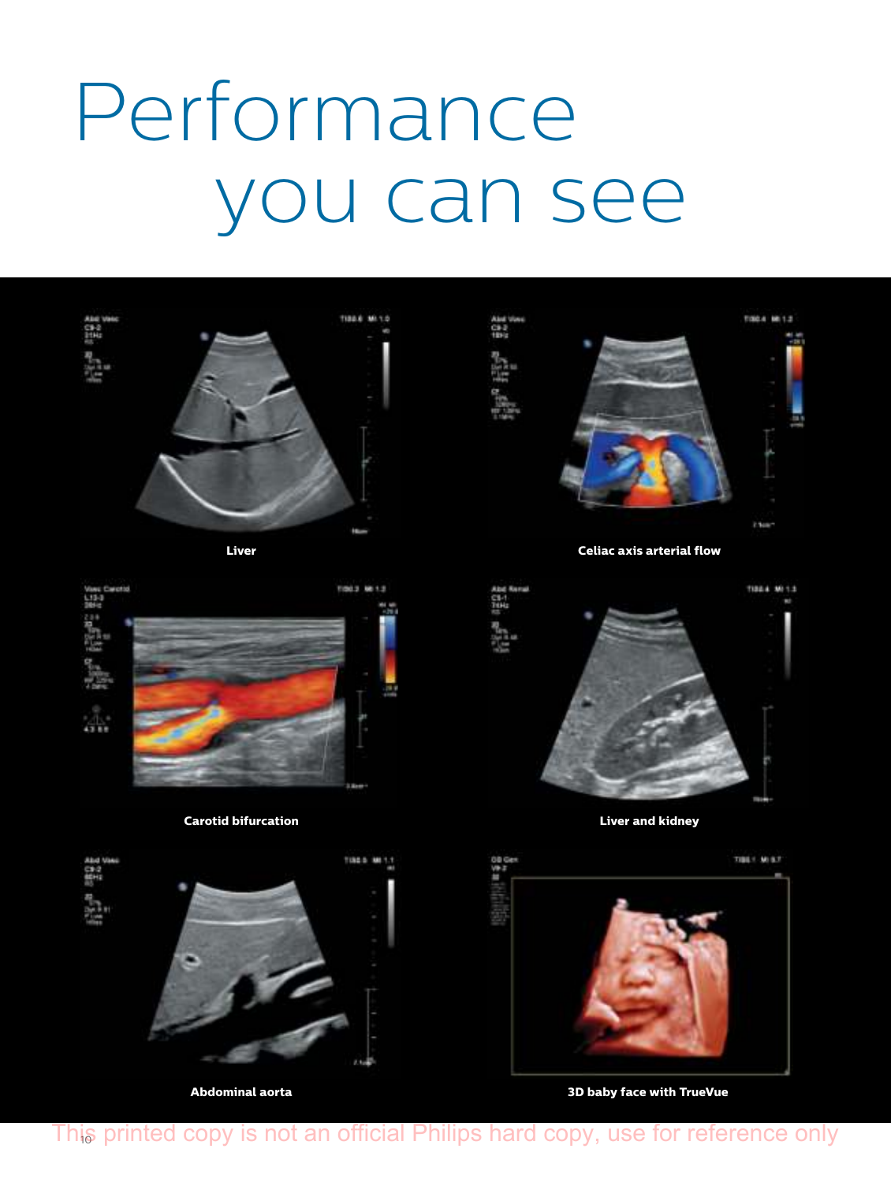# Performance you can see

Liver

Celiac axis arterial flow

Carotid bifurcation

Liver and kidney

Abdominal aorta

3D baby face with TrueVue

This printed copy is not an official Philips hard copy, use for reference only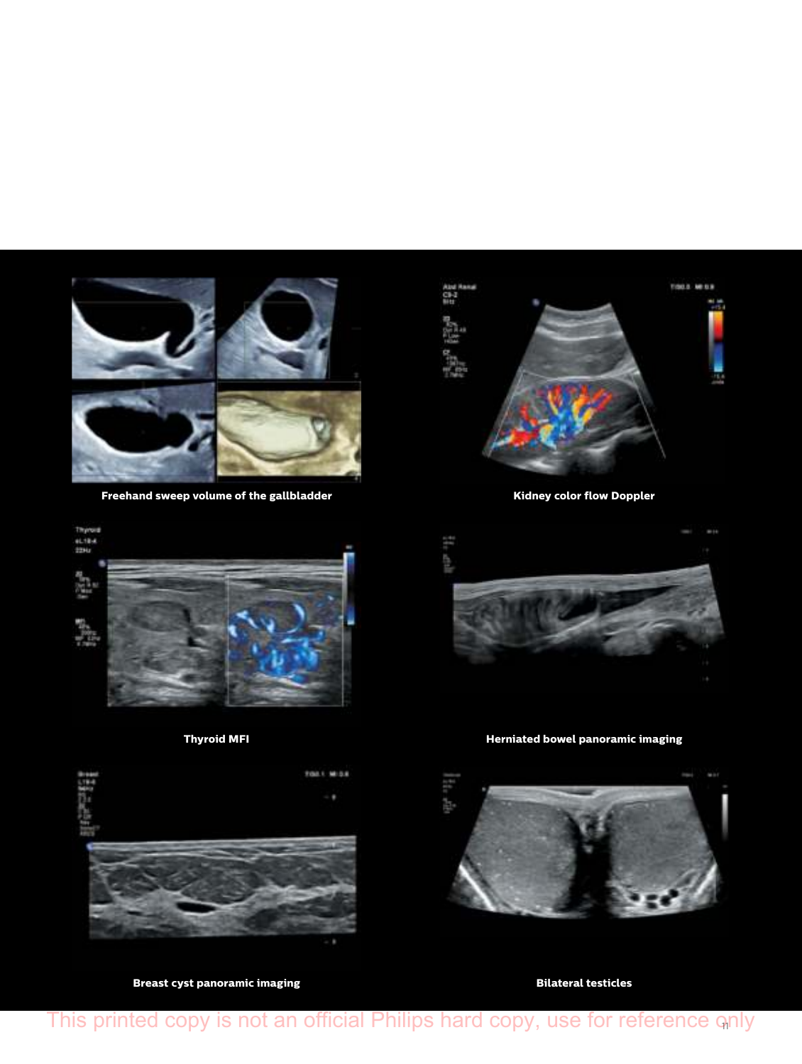Freehand sweep volume of the gallbladder

Kidney color flow Doppler

Thyroid MFI

Herniated bowel panoramic imaging

Breast cyst panoramic imaging

Bilateral testicles

This printed copy is not an official Philips hard copy, use for reference only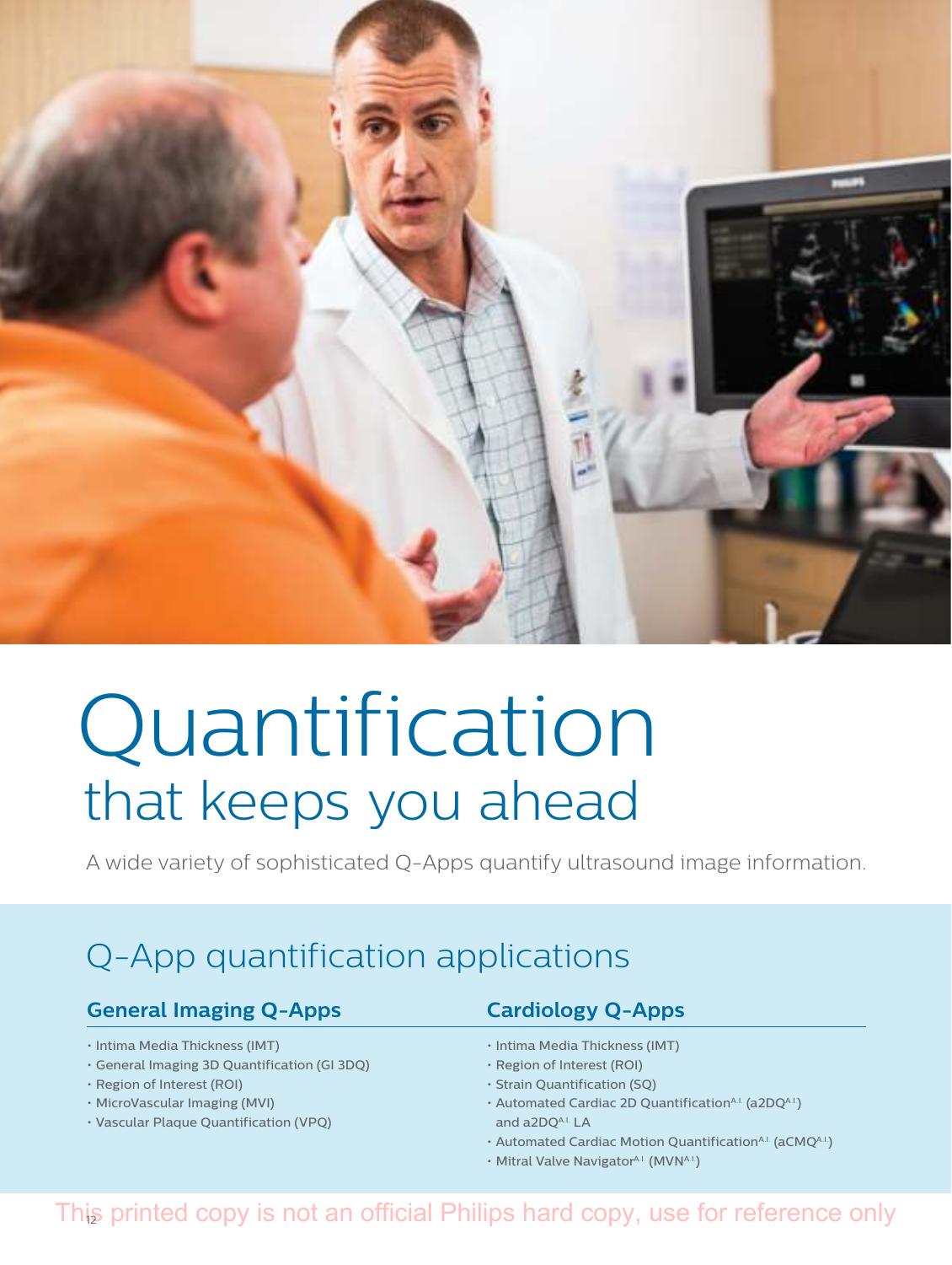# Quantification
## that keeps you ahead

A wide variety of sophisticated Q-Apps quantify ultrasound image information.

## Q-App quantification applications

### General Imaging Q-Apps

- Intima Media Thickness (IMT)
- General Imaging 3D Quantification (GI 3DQ)
- Region of Interest (ROI)
- MicroVascular Imaging (MVI)
- Vascular Plaque Quantification (VPQ)

### Cardiology Q-Apps

- Intima Media Thickness (IMT)
- Region of Interest (ROI)
- Strain Quantification (SQ)
- Automated Cardiac 2D Quantification[A.I.] (a2DQ[A.I.]) and a2DQ[A.I.] LA
- Automated Cardiac Motion Quantification[A.I.] (aCMQ[A.I.])
- Mitral Valve Navigator[A.I.] (MVN[A.I.])

This printed copy is not an official Philips hard copy, use for reference only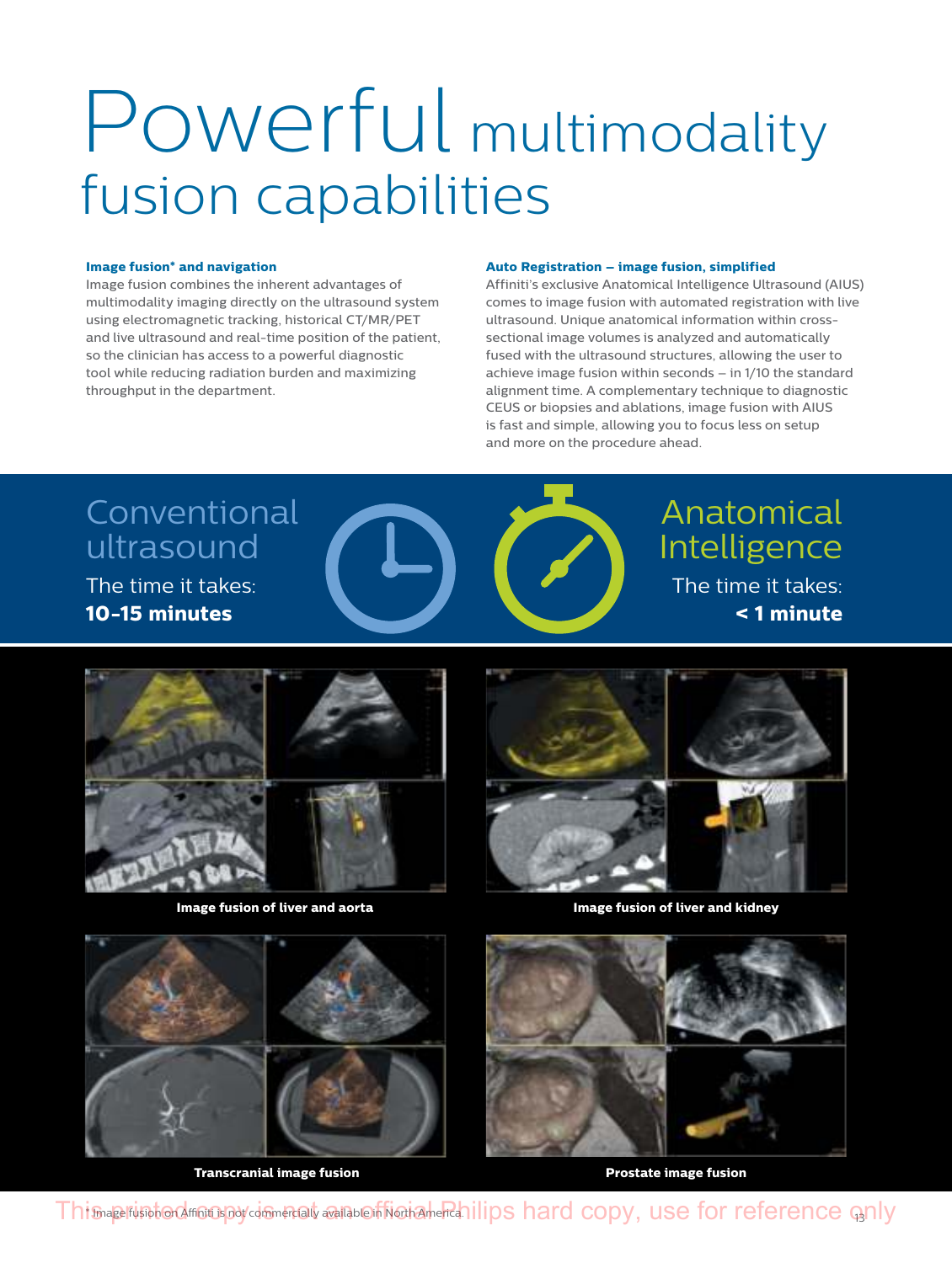# Powerful multimodality fusion capabilities

**Image fusion* and navigation**

Image fusion combines the inherent advantages of multimodality imaging directly on the ultrasound system using electromagnetic tracking, historical CT/MR/PET and live ultrasound and real-time position of the patient, so the clinician has access to a powerful diagnostic tool while reducing radiation burden and maximizing throughput in the department.

**Auto Registration – image fusion, simplified**

Affiniti's exclusive Anatomical Intelligence Ultrasound (AIUS) comes to image fusion with automated registration with live ultrasound. Unique anatomical information within cross-sectional image volumes is analyzed and automatically fused with the ultrasound structures, allowing the user to achieve image fusion within seconds – in 1/10 the standard alignment time. A complementary technique to diagnostic CEUS or biopsies and ablations, image fusion with AIUS is fast and simple, allowing you to focus less on setup and more on the procedure ahead.

Conventional ultrasound

The time it takes:
**10-15 minutes**

Anatomical Intelligence

The time it takes:
**< 1 minute**

**Image fusion of liver and aorta**

**Image fusion of liver and kidney**

**Transcranial image fusion**

**Prostate image fusion**

* Image fusion on Affiniti is not commercially available in North America.

This printed copy is not an official Philips hard copy, use for reference only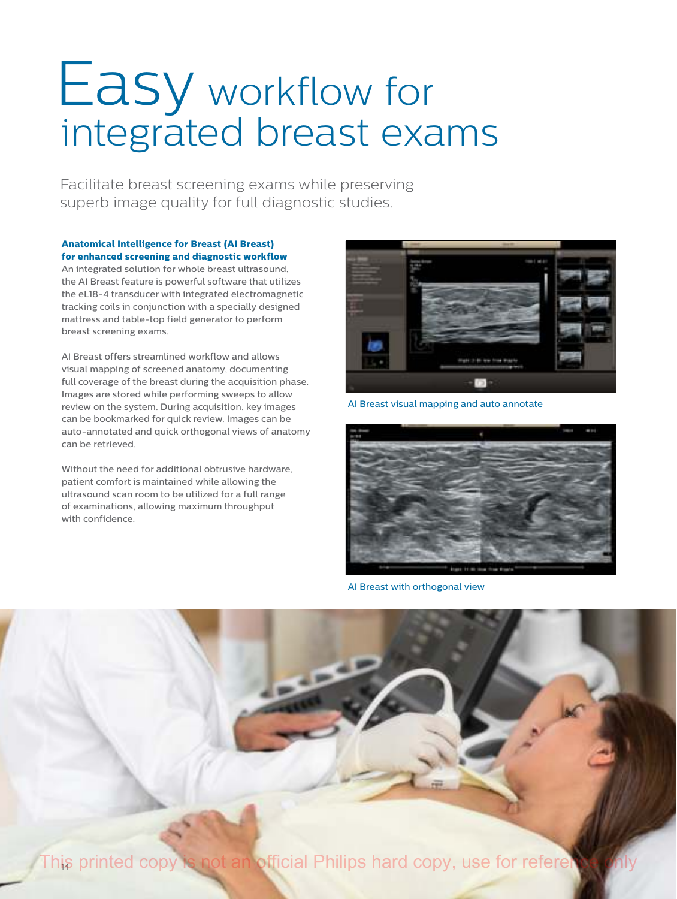# Easy workflow for integrated breast exams

Facilitate breast screening exams while preserving superb image quality for full diagnostic studies.

**Anatomical Intelligence for Breast (AI Breast) for enhanced screening and diagnostic workflow**

An integrated solution for whole breast ultrasound, the AI Breast feature is powerful software that utilizes the eL18-4 transducer with integrated electromagnetic tracking coils in conjunction with a specially designed mattress and table-top field generator to perform breast screening exams.

AI Breast offers streamlined workflow and allows visual mapping of screened anatomy, documenting full coverage of the breast during the acquisition phase. Images are stored while performing sweeps to allow review on the system. During acquisition, key images can be bookmarked for quick review. Images can be auto-annotated and quick orthogonal views of anatomy can be retrieved.

Without the need for additional obtrusive hardware, patient comfort is maintained while allowing the ultrasound scan room to be utilized for a full range of examinations, allowing maximum throughput with confidence.

AI Breast visual mapping and auto annotate

AI Breast with orthogonal view

This printed copy is not an official Philips hard copy, use for reference only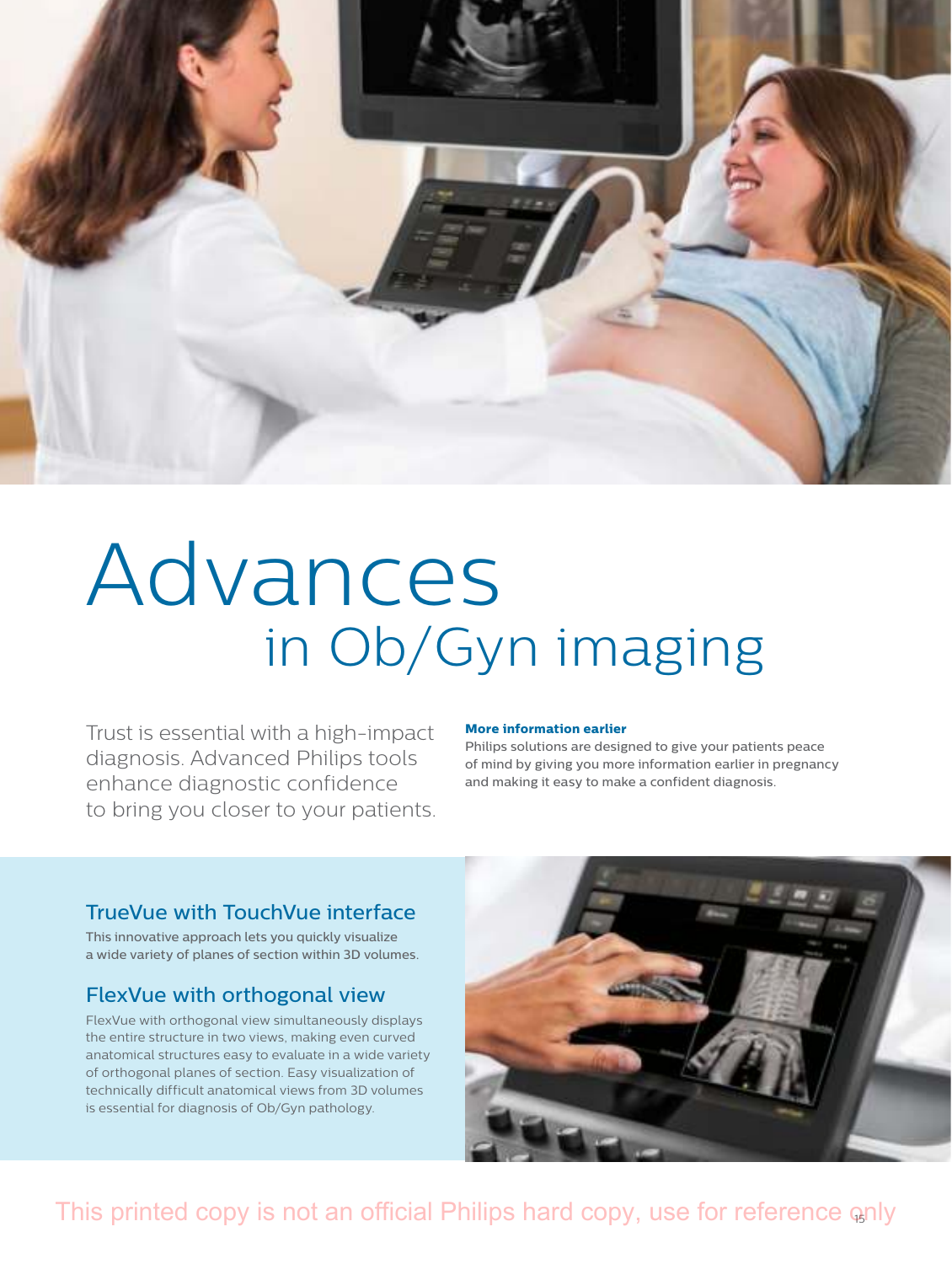# Advances in Ob/Gyn imaging

Trust is essential with a high-impact diagnosis. Advanced Philips tools enhance diagnostic confidence to bring you closer to your patients.

**More information earlier**

Philips solutions are designed to give your patients peace of mind by giving you more information earlier in pregnancy and making it easy to make a confident diagnosis.

## TrueVue with TouchVue interface

This innovative approach lets you quickly visualize a wide variety of planes of section within 3D volumes.

## FlexVue with orthogonal view

FlexVue with orthogonal view simultaneously displays the entire structure in two views, making even curved anatomical structures easy to evaluate in a wide variety of orthogonal planes of section. Easy visualization of technically difficult anatomical views from 3D volumes is essential for diagnosis of Ob/Gyn pathology.

This printed copy is not an official Philips hard copy, use for reference only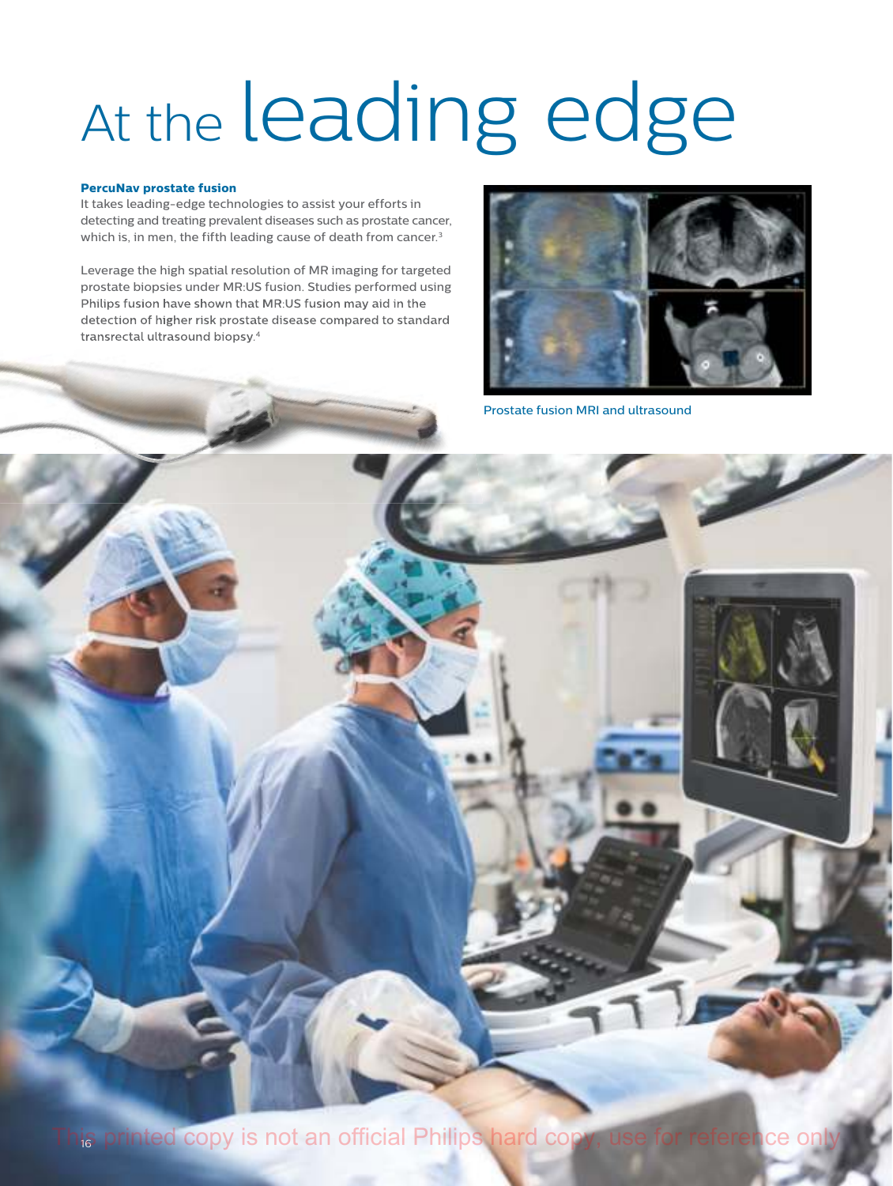# At the leading edge

**PercuNav prostate fusion**

It takes leading-edge technologies to assist your efforts in detecting and treating prevalent diseases such as prostate cancer, which is, in men, the fifth leading cause of death from cancer.[3]

Leverage the high spatial resolution of MR imaging for targeted prostate biopsies under MR:US fusion. Studies performed using Philips fusion have shown that MR:US fusion may aid in the detection of higher risk prostate disease compared to standard transrectal ultrasound biopsy.[4]

Prostate fusion MRI and ultrasound

This printed copy is not an official Philips hard copy, use for reference only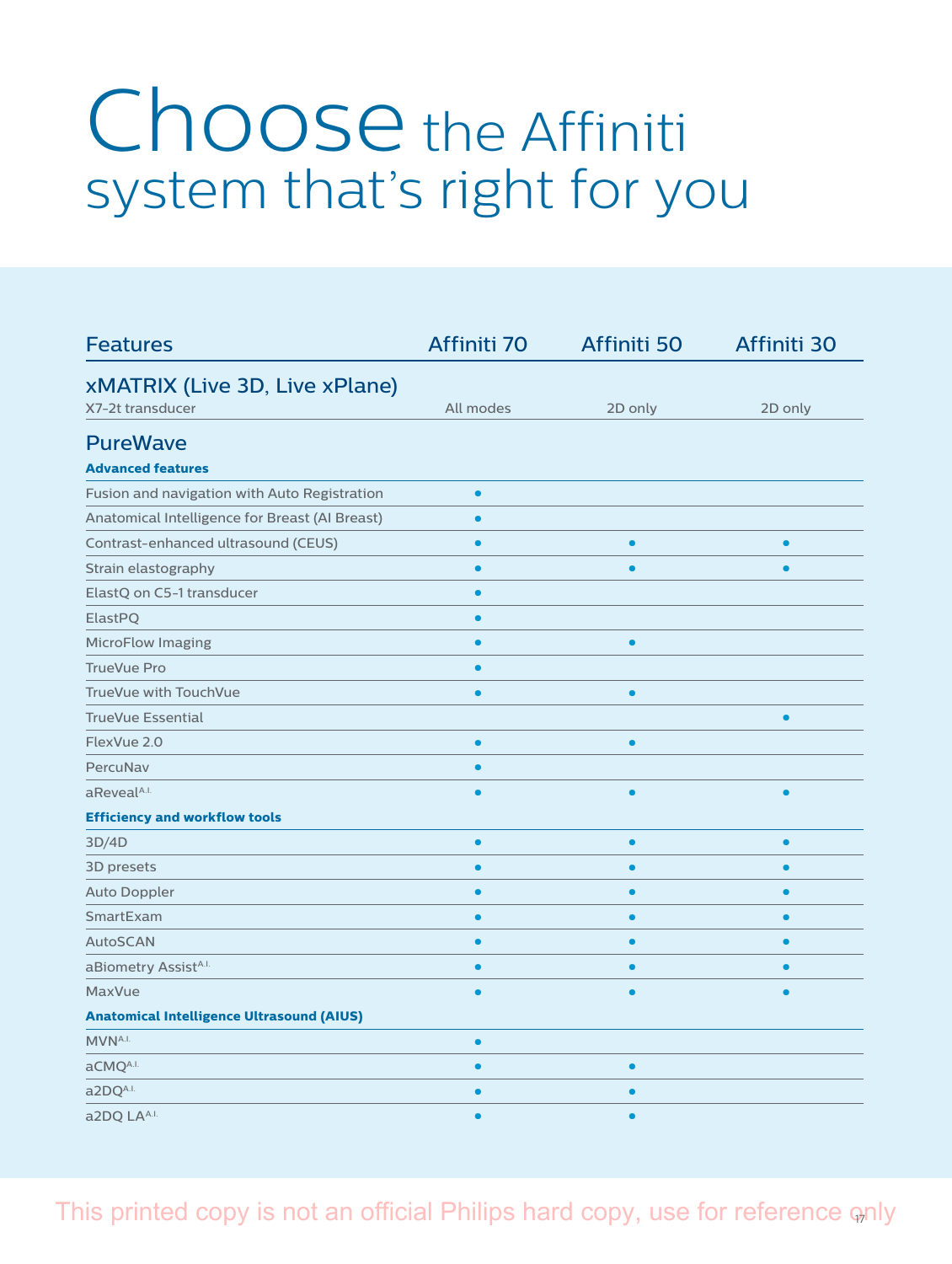# Choose the Affiniti system that's right for you

| Features | Affiniti 70 | Affiniti 50 | Affiniti 30 |
|---|---|---|---|
| **xMATRIX (Live 3D, Live xPlane)** | | | |
| X7-2t transducer | All modes | 2D only | 2D only |
| **PureWave** | | | |
| **Advanced features** | | | |
| Fusion and navigation with Auto Registration | • | | |
| Anatomical Intelligence for Breast (AI Breast) | • | | |
| Contrast-enhanced ultrasound (CEUS) | • | • | • |
| Strain elastography | • | • | • |
| ElastQ on C5-1 transducer | • | | |
| ElastPQ | • | | |
| MicroFlow Imaging | • | • | |
| TrueVue Pro | • | | |
| TrueVue with TouchVue | • | • | |
| TrueVue Essential | | | • |
| FlexVue 2.0 | • | • | |
| PercuNav | • | | |
| aReveal[A.I.] | • | • | • |
| **Efficiency and workflow tools** | | | |
| 3D/4D | • | • | • |
| 3D presets | • | • | • |
| Auto Doppler | • | • | • |
| SmartExam | • | • | • |
| AutoSCAN | • | • | • |
| aBiometry Assist[A.I.] | • | • | • |
| MaxVue | • | • | • |
| **Anatomical Intelligence Ultrasound (AIUS)** | | | |
| MVN[A.I.] | • | | |
| aCMQ[A.I.] | • | • | |
| a2DQ[A.I.] | • | • | |
| a2DQ LA[A.I.] | • | • | |

This printed copy is not an official Philips hard copy, use for reference only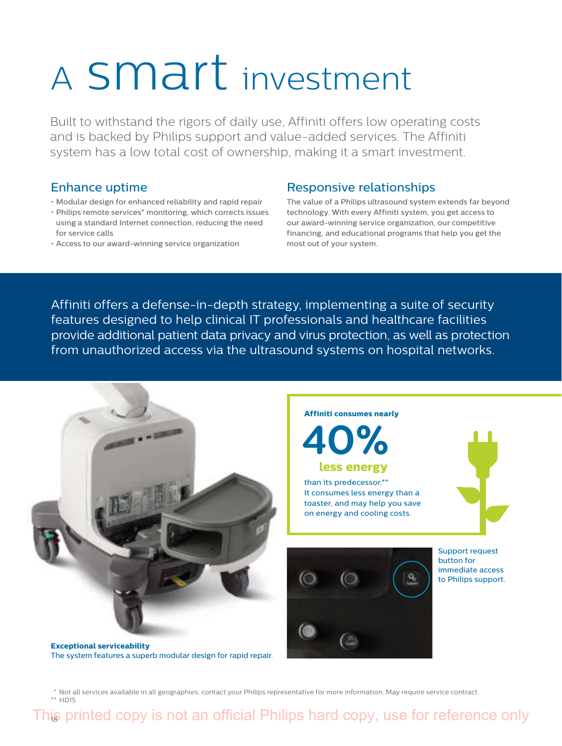# A smart investment

Built to withstand the rigors of daily use, Affiniti offers low operating costs and is backed by Philips support and value-added services. The Affiniti system has a low total cost of ownership, making it a smart investment.

## Enhance uptime

- Modular design for enhanced reliability and rapid repair
- Philips remote services* monitoring, which corrects issues using a standard Internet connection, reducing the need for service calls
- Access to our award-winning service organization

## Responsive relationships

The value of a Philips ultrasound system extends far beyond technology. With every Affiniti system, you get access to our award-winning service organization, our competitive financing, and educational programs that help you get the most out of your system.

Affiniti offers a defense-in-depth strategy, implementing a suite of security features designed to help clinical IT professionals and healthcare facilities provide additional patient data privacy and virus protection, as well as protection from unauthorized access via the ultrasound systems on hospital networks.

**Affiniti consumes nearly**

**40%**

**less energy**

than its predecessor.**
It consumes less energy than a toaster, and may help you save on energy and cooling costs.

Support request button for immediate access to Philips support.

**Exceptional serviceability**
The system features a superb modular design for rapid repair.

\* Not all services available in all geographies; contact your Philips representative for more information. May require service contract.
\** HD15

This printed copy is not an official Philips hard copy, use for reference only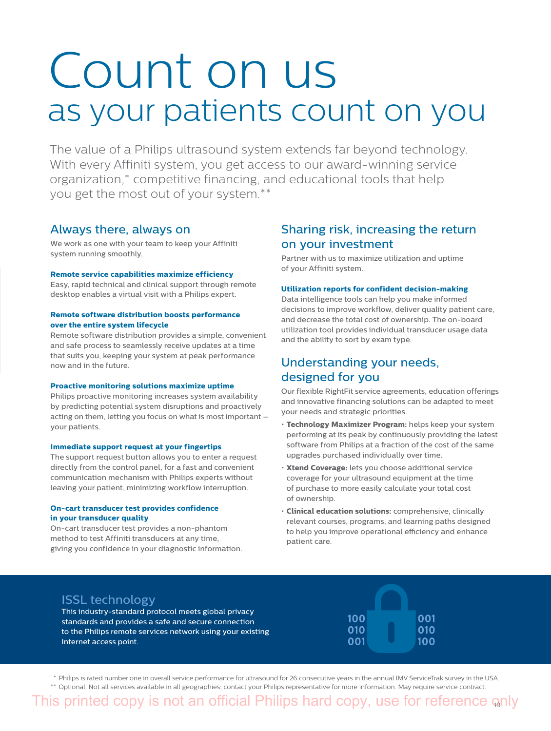# Count on us
## as your patients count on you

The value of a Philips ultrasound system extends far beyond technology. With every Affiniti system, you get access to our award-winning service organization,* competitive financing, and educational tools that help you get the most out of your system.**

## Always there, always on

We work as one with your team to keep your Affiniti system running smoothly.

**Remote service capabilities maximize efficiency**
Easy, rapid technical and clinical support through remote desktop enables a virtual visit with a Philips expert.

**Remote software distribution boosts performance over the entire system lifecycle**
Remote software distribution provides a simple, convenient and safe process to seamlessly receive updates at a time that suits you, keeping your system at peak performance now and in the future.

**Proactive monitoring solutions maximize uptime**
Philips proactive monitoring increases system availability by predicting potential system disruptions and proactively acting on them, letting you focus on what is most important – your patients.

**Immediate support request at your fingertips**
The support request button allows you to enter a request directly from the control panel, for a fast and convenient communication mechanism with Philips experts without leaving your patient, minimizing workflow interruption.

**On-cart transducer test provides confidence in your transducer quality**
On-cart transducer test provides a non-phantom method to test Affiniti transducers at any time, giving you confidence in your diagnostic information.

## Sharing risk, increasing the return on your investment

Partner with us to maximize utilization and uptime of your Affiniti system.

**Utilization reports for confident decision-making**
Data intelligence tools can help you make informed decisions to improve workflow, deliver quality patient care, and decrease the total cost of ownership. The on-board utilization tool provides individual transducer usage data and the ability to sort by exam type.

## Understanding your needs, designed for you

Our flexible RightFit service agreements, education offerings and innovative financing solutions can be adapted to meet your needs and strategic priorities.

- **Technology Maximizer Program:** helps keep your system performing at its peak by continuously providing the latest software from Philips at a fraction of the cost of the same upgrades purchased individually over time.
- **Xtend Coverage:** lets you choose additional service coverage for your ultrasound equipment at the time of purchase to more easily calculate your total cost of ownership.
- **Clinical education solutions:** comprehensive, clinically relevant courses, programs, and learning paths designed to help you improve operational efficiency and enhance patient care.

## ISSL technology

This industry-standard protocol meets global privacy standards and provides a safe and secure connection to the Philips remote services network using your existing Internet access point.

\* Philips is rated number one in overall service performance for ultrasound for 26 consecutive years in the annual IMV ServiceTrak survey in the USA.
\** Optional. Not all services available in all geographies; contact your Philips representative for more information. May require service contract.

This printed copy is not an official Philips hard copy, use for reference only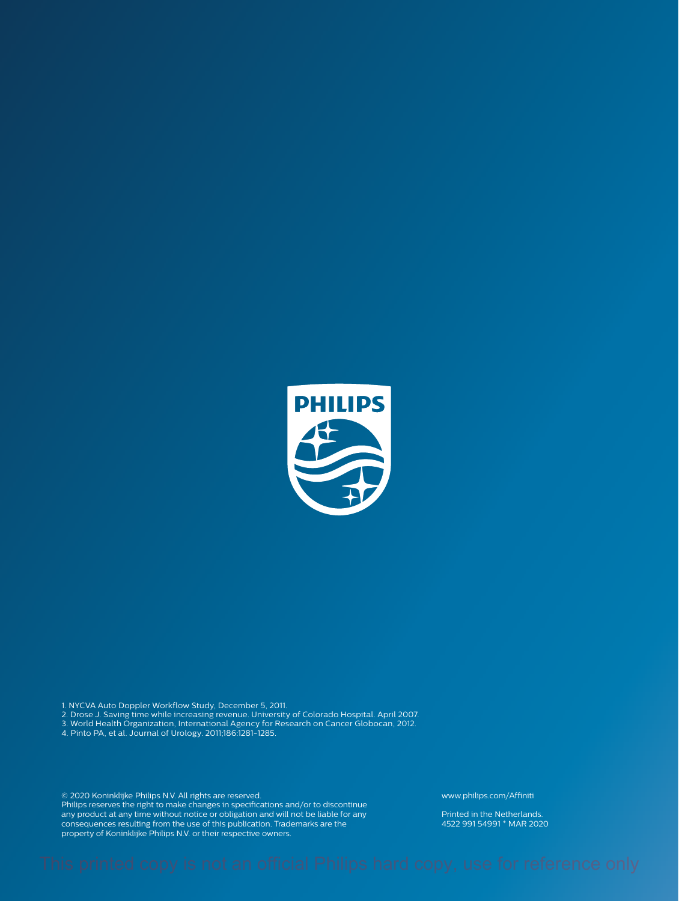1. NYCVA Auto Doppler Workflow Study, December 5, 2011.
2. Drose J. Saving time while increasing revenue. University of Colorado Hospital. April 2007.
3. World Health Organization, International Agency for Research on Cancer Globocan, 2012.
4. Pinto PA, et al. Journal of Urology. 2011;186:1281–1285.

© 2020 Koninklijke Philips N.V. All rights are reserved.
Philips reserves the right to make changes in specifications and/or to discontinue any product at any time without notice or obligation and will not be liable for any consequences resulting from the use of this publication. Trademarks are the property of Koninklijke Philips N.V. or their respective owners.

www.philips.com/Affiniti

Printed in the Netherlands.
4522 991 54991 * MAR 2020

This printed copy is not an official Philips hard copy, use for reference only